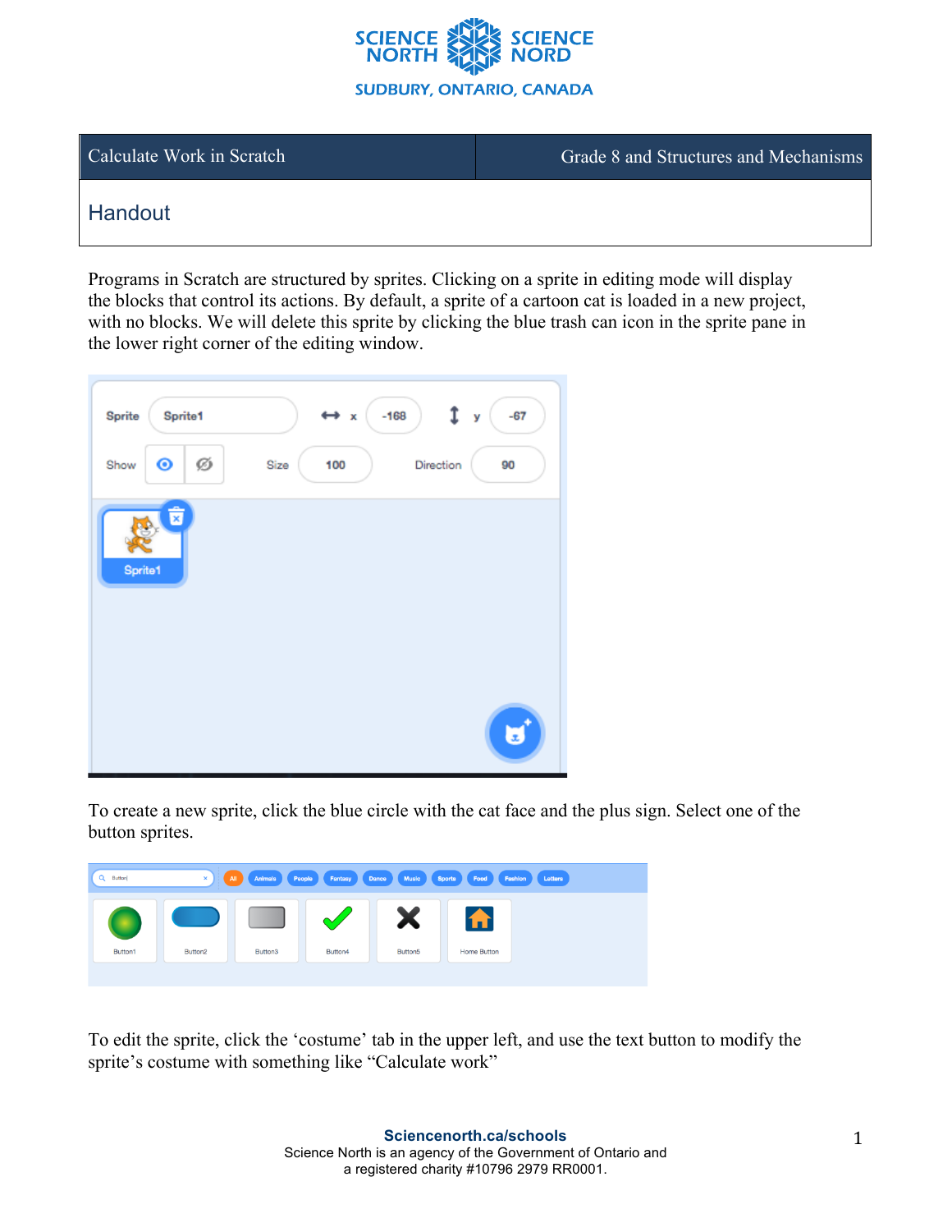| Calculate Work in Scratch | Grade 8 and Structures and Mechanisms |
| --- | --- |

## Handout

Programs in Scratch are structured by sprites. Clicking on a sprite in editing mode will display the blocks that control its actions. By default, a sprite of a cartoon cat is loaded in a new project, with no blocks. We will delete this sprite by clicking the blue trash can icon in the sprite pane in the lower right corner of the editing window.

To create a new sprite, click the blue circle with the cat face and the plus sign. Select one of the button sprites.

To edit the sprite, click the 'costume' tab in the upper left, and use the text button to modify the sprite's costume with something like "Calculate work"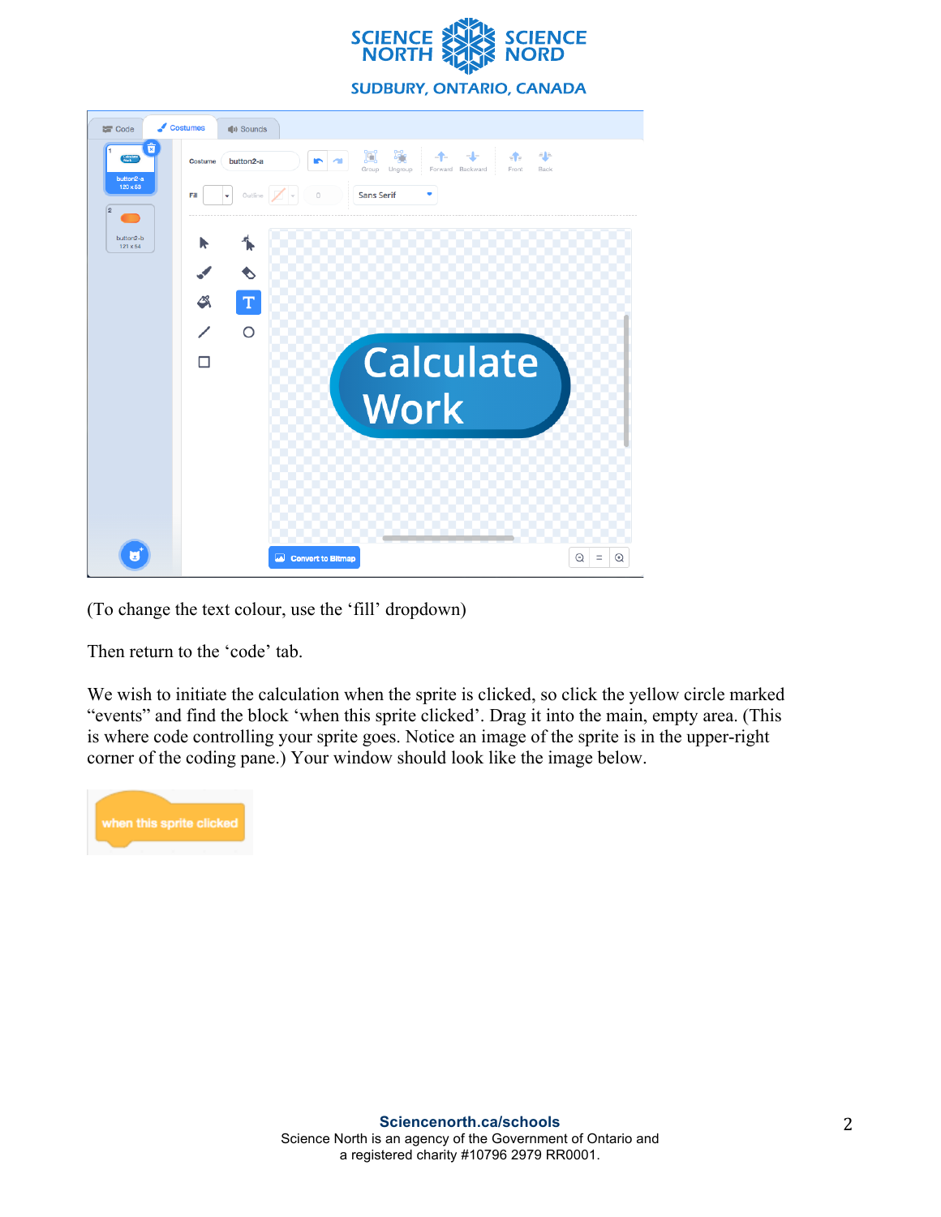(To change the text colour, use the ‘fill’ dropdown)

Then return to the ‘code’ tab.

We wish to initiate the calculation when the sprite is clicked, so click the yellow circle marked “events” and find the block ‘when this sprite clicked’. Drag it into the main, empty area. (This is where code controlling your sprite goes. Notice an image of the sprite is in the upper-right corner of the coding pane.) Your window should look like the image below.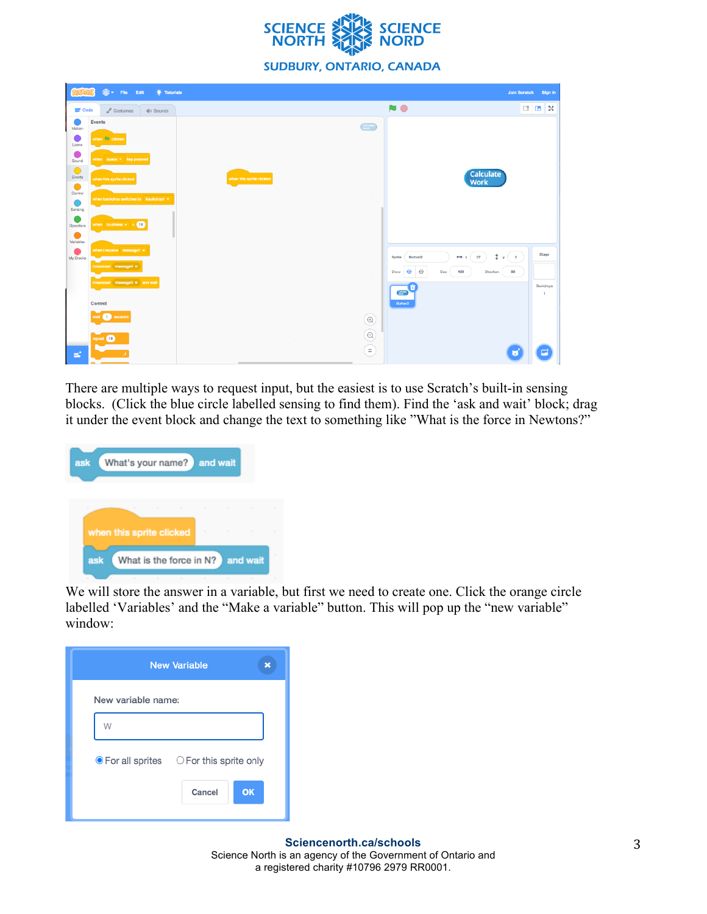There are multiple ways to request input, but the easiest is to use Scratch's built-in sensing blocks. (Click the blue circle labelled sensing to find them). Find the 'ask and wait' block; drag it under the event block and change the text to something like "What is the force in Newtons?"

We will store the answer in a variable, but first we need to create one. Click the orange circle labelled 'Variables' and the "Make a variable" button. This will pop up the "new variable" window: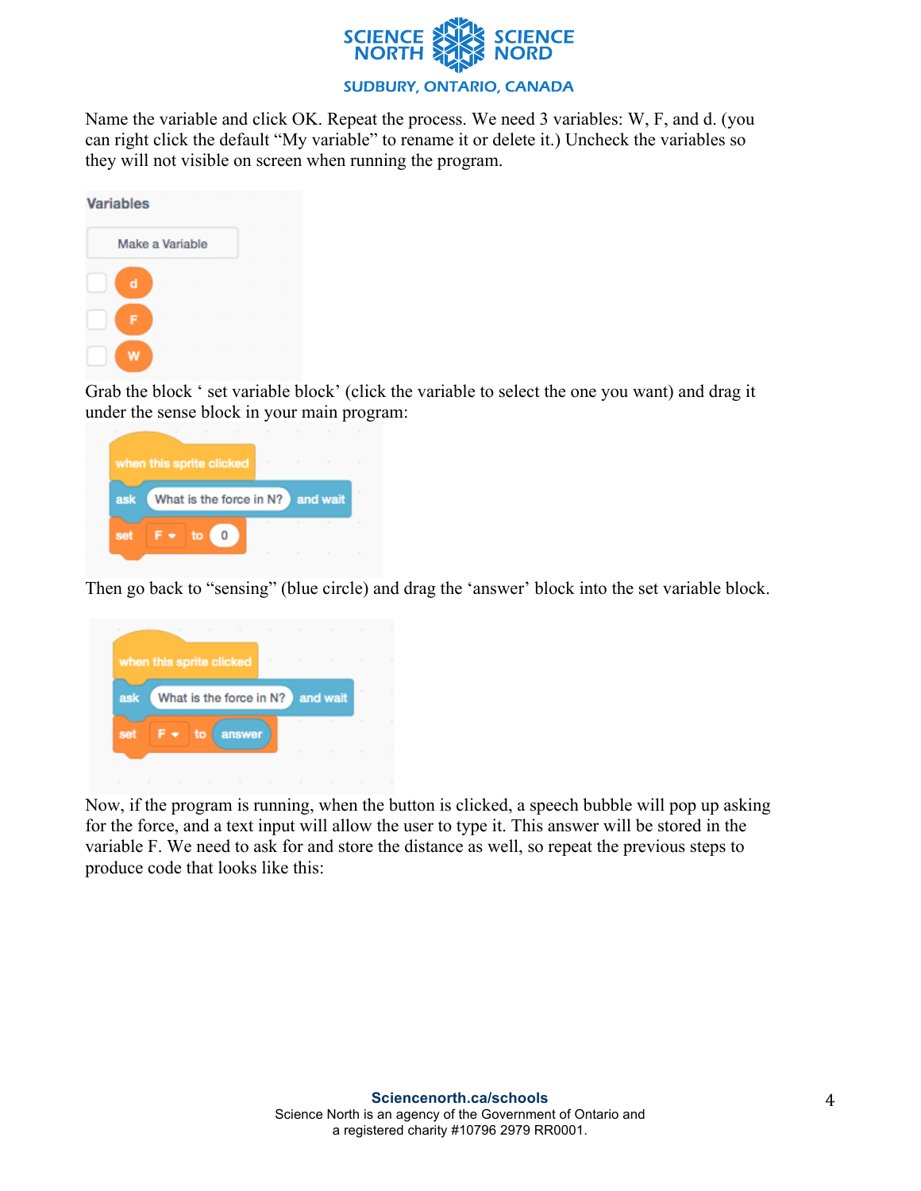Name the variable and click OK. Repeat the process. We need 3 variables: W, F, and d. (you can right click the default "My variable" to rename it or delete it.) Uncheck the variables so they will not visible on screen when running the program.

Grab the block ' set variable block' (click the variable to select the one you want) and drag it under the sense block in your main program:

Then go back to "sensing" (blue circle) and drag the 'answer' block into the set variable block.

Now, if the program is running, when the button is clicked, a speech bubble will pop up asking for the force, and a text input will allow the user to type it. This answer will be stored in the variable F. We need to ask for and store the distance as well, so repeat the previous steps to produce code that looks like this: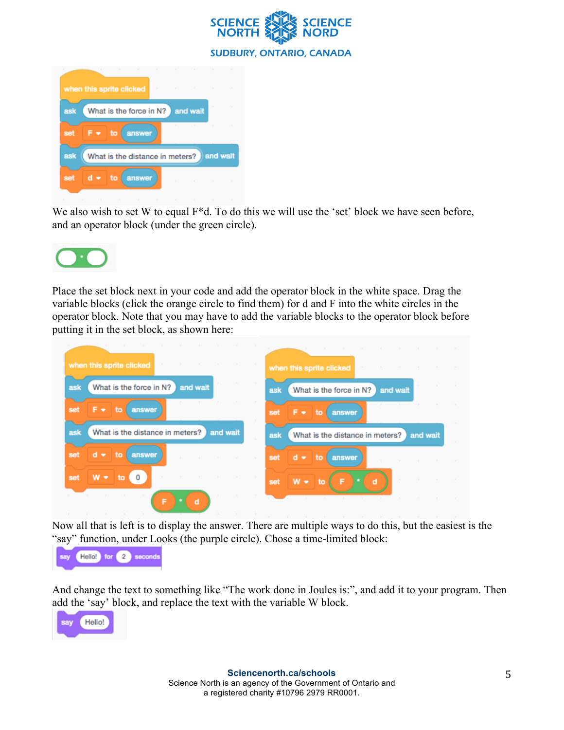We also wish to set W to equal F*d. To do this we will use the ‘set’ block we have seen before, and an operator block (under the green circle).

Place the set block next in your code and add the operator block in the white space. Drag the variable blocks (click the orange circle to find them) for d and F into the white circles in the operator block. Note that you may have to add the variable blocks to the operator block before putting it in the set block, as shown here:

Now all that is left is to display the answer. There are multiple ways to do this, but the easiest is the “say” function, under Looks (the purple circle). Chose a time-limited block:

And change the text to something like “The work done in Joules is:”, and add it to your program. Then add the ‘say’ block, and replace the text with the variable W block.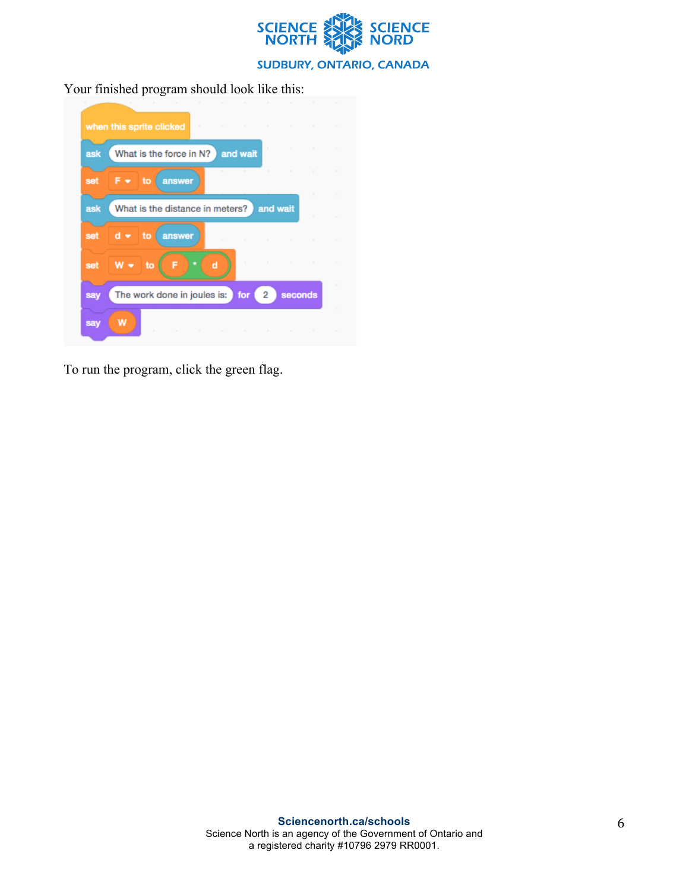Your finished program should look like this:

```
when this sprite clicked
ask [What is the force in N?] and wait
set [F] to (answer)
ask [What is the distance in meters?] and wait
set [d] to (answer)
set [W] to ((F) * (d))
say [The work done in joules is:] for (2) seconds
say (W)
```

To run the program, click the green flag.